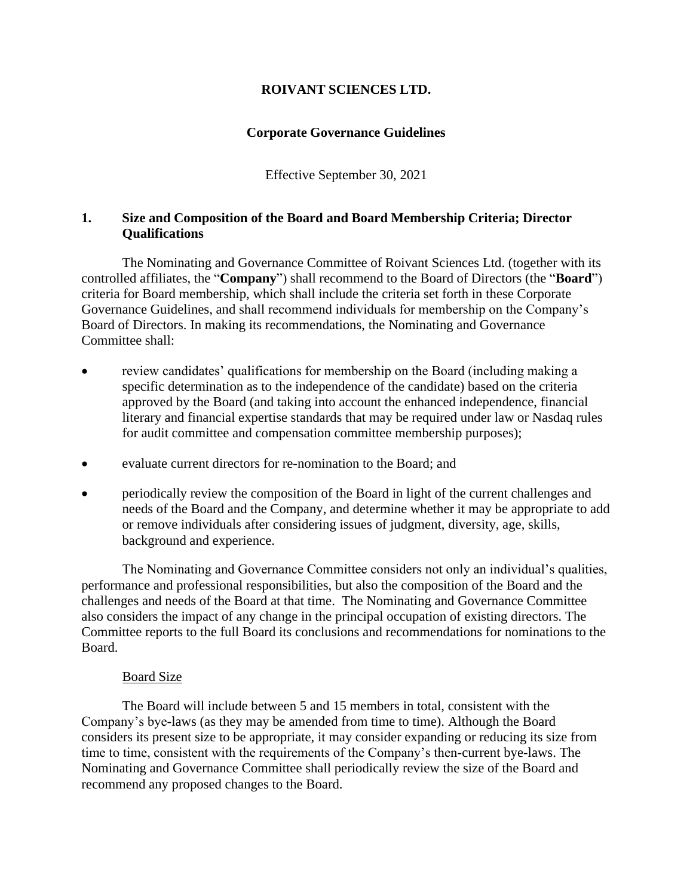# ROIVANT SCIENCES LTD.

## Corporate Governance Guidelines

Effective September 30, 2021

### 1. Size and Composition of the Board and Board Membership Criteria; Director Qualifications

The Nominating and Governance Committee of Roivant Sciences Ltd. (together with its controlled affiliates, the "**Company**") shall recommend to the Board of Directors (the "**Board**") criteria for Board membership, which shall include the criteria set forth in these Corporate Governance Guidelines, and shall recommend individuals for membership on the Company's Board of Directors. In making its recommendations, the Nominating and Governance Committee shall:

- review candidates' qualifications for membership on the Board (including making a specific determination as to the independence of the candidate) based on the criteria approved by the Board (and taking into account the enhanced independence, financial literary and financial expertise standards that may be required under law or Nasdaq rules for audit committee and compensation committee membership purposes);
- evaluate current directors for re-nomination to the Board; and
- periodically review the composition of the Board in light of the current challenges and needs of the Board and the Company, and determine whether it may be appropriate to add or remove individuals after considering issues of judgment, diversity, age, skills, background and experience.

The Nominating and Governance Committee considers not only an individual's qualities, performance and professional responsibilities, but also the composition of the Board and the challenges and needs of the Board at that time. The Nominating and Governance Committee also considers the impact of any change in the principal occupation of existing directors. The Committee reports to the full Board its conclusions and recommendations for nominations to the Board.

<u>Board Size</u>

The Board will include between 5 and 15 members in total, consistent with the Company's bye-laws (as they may be amended from time to time). Although the Board considers its present size to be appropriate, it may consider expanding or reducing its size from time to time, consistent with the requirements of the Company's then-current bye-laws. The Nominating and Governance Committee shall periodically review the size of the Board and recommend any proposed changes to the Board.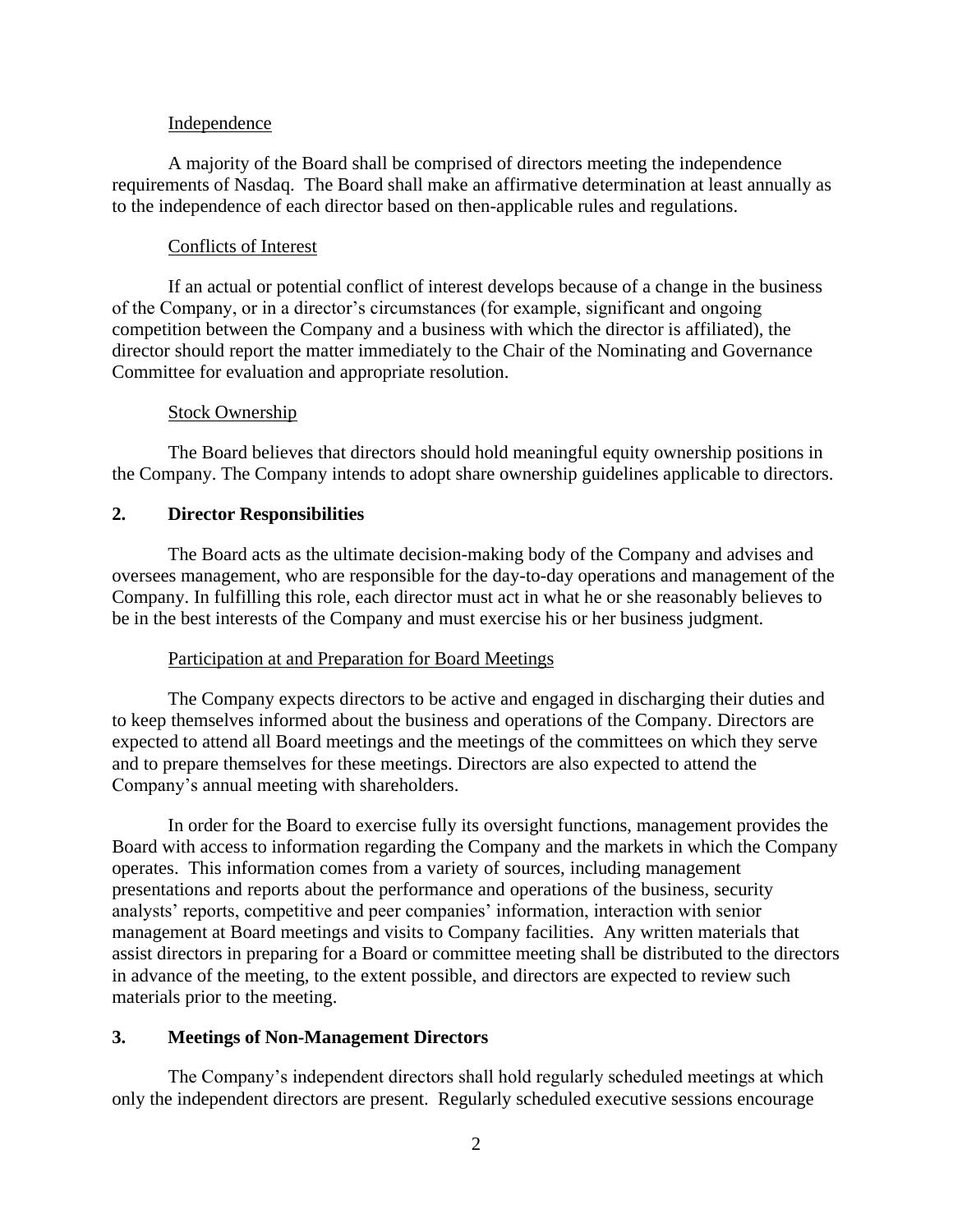#### Independence

A majority of the Board shall be comprised of directors meeting the independence requirements of Nasdaq. The Board shall make an affirmative determination at least annually as to the independence of each director based on then-applicable rules and regulations.

#### Conflicts of Interest

If an actual or potential conflict of interest develops because of a change in the business of the Company, or in a director's circumstances (for example, significant and ongoing competition between the Company and a business with which the director is affiliated), the director should report the matter immediately to the Chair of the Nominating and Governance Committee for evaluation and appropriate resolution.

#### Stock Ownership

The Board believes that directors should hold meaningful equity ownership positions in the Company. The Company intends to adopt share ownership guidelines applicable to directors.

## 2. Director Responsibilities

The Board acts as the ultimate decision-making body of the Company and advises and oversees management, who are responsible for the day-to-day operations and management of the Company. In fulfilling this role, each director must act in what he or she reasonably believes to be in the best interests of the Company and must exercise his or her business judgment.

#### Participation at and Preparation for Board Meetings

The Company expects directors to be active and engaged in discharging their duties and to keep themselves informed about the business and operations of the Company. Directors are expected to attend all Board meetings and the meetings of the committees on which they serve and to prepare themselves for these meetings. Directors are also expected to attend the Company's annual meeting with shareholders.

In order for the Board to exercise fully its oversight functions, management provides the Board with access to information regarding the Company and the markets in which the Company operates. This information comes from a variety of sources, including management presentations and reports about the performance and operations of the business, security analysts' reports, competitive and peer companies' information, interaction with senior management at Board meetings and visits to Company facilities. Any written materials that assist directors in preparing for a Board or committee meeting shall be distributed to the directors in advance of the meeting, to the extent possible, and directors are expected to review such materials prior to the meeting.

## 3. Meetings of Non-Management Directors

The Company's independent directors shall hold regularly scheduled meetings at which only the independent directors are present. Regularly scheduled executive sessions encourage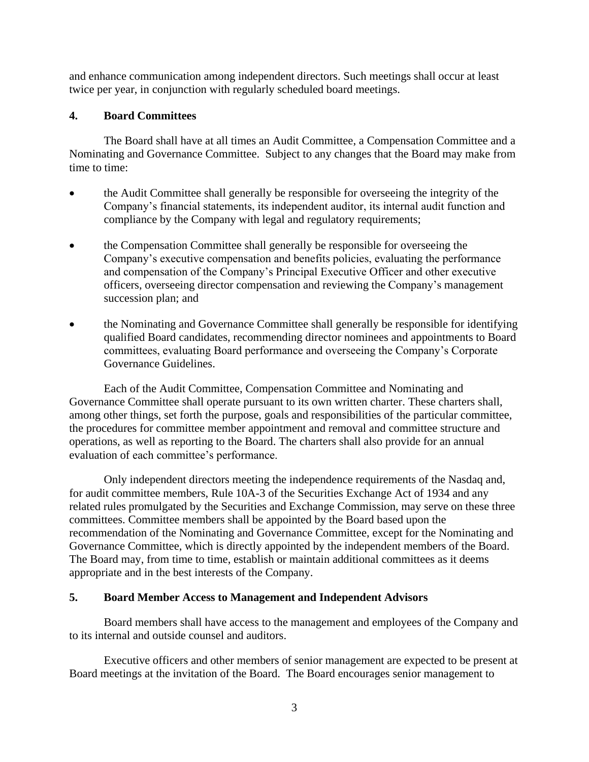and enhance communication among independent directors. Such meetings shall occur at least twice per year, in conjunction with regularly scheduled board meetings.

## 4. Board Committees

The Board shall have at all times an Audit Committee, a Compensation Committee and a Nominating and Governance Committee. Subject to any changes that the Board may make from time to time:

- the Audit Committee shall generally be responsible for overseeing the integrity of the Company's financial statements, its independent auditor, its internal audit function and compliance by the Company with legal and regulatory requirements;
- the Compensation Committee shall generally be responsible for overseeing the Company's executive compensation and benefits policies, evaluating the performance and compensation of the Company's Principal Executive Officer and other executive officers, overseeing director compensation and reviewing the Company's management succession plan; and
- the Nominating and Governance Committee shall generally be responsible for identifying qualified Board candidates, recommending director nominees and appointments to Board committees, evaluating Board performance and overseeing the Company's Corporate Governance Guidelines.

Each of the Audit Committee, Compensation Committee and Nominating and Governance Committee shall operate pursuant to its own written charter. These charters shall, among other things, set forth the purpose, goals and responsibilities of the particular committee, the procedures for committee member appointment and removal and committee structure and operations, as well as reporting to the Board. The charters shall also provide for an annual evaluation of each committee's performance.

Only independent directors meeting the independence requirements of the Nasdaq and, for audit committee members, Rule 10A-3 of the Securities Exchange Act of 1934 and any related rules promulgated by the Securities and Exchange Commission, may serve on these three committees. Committee members shall be appointed by the Board based upon the recommendation of the Nominating and Governance Committee, except for the Nominating and Governance Committee, which is directly appointed by the independent members of the Board. The Board may, from time to time, establish or maintain additional committees as it deems appropriate and in the best interests of the Company.

## 5. Board Member Access to Management and Independent Advisors

Board members shall have access to the management and employees of the Company and to its internal and outside counsel and auditors.

Executive officers and other members of senior management are expected to be present at Board meetings at the invitation of the Board. The Board encourages senior management to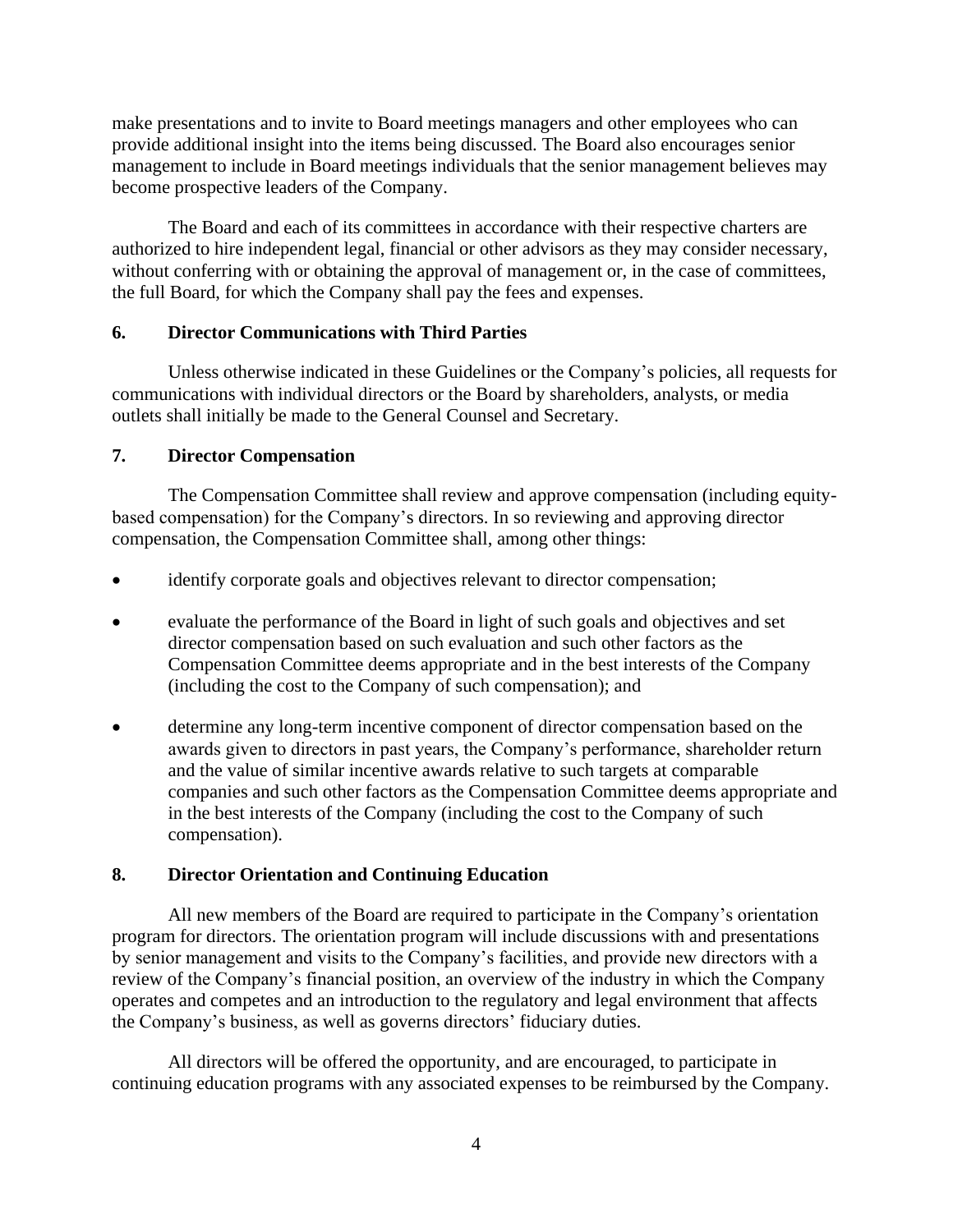make presentations and to invite to Board meetings managers and other employees who can provide additional insight into the items being discussed. The Board also encourages senior management to include in Board meetings individuals that the senior management believes may become prospective leaders of the Company.

The Board and each of its committees in accordance with their respective charters are authorized to hire independent legal, financial or other advisors as they may consider necessary, without conferring with or obtaining the approval of management or, in the case of committees, the full Board, for which the Company shall pay the fees and expenses.

## 6. Director Communications with Third Parties

Unless otherwise indicated in these Guidelines or the Company's policies, all requests for communications with individual directors or the Board by shareholders, analysts, or media outlets shall initially be made to the General Counsel and Secretary.

## 7. Director Compensation

The Compensation Committee shall review and approve compensation (including equity-based compensation) for the Company's directors. In so reviewing and approving director compensation, the Compensation Committee shall, among other things:

- identify corporate goals and objectives relevant to director compensation;
- evaluate the performance of the Board in light of such goals and objectives and set director compensation based on such evaluation and such other factors as the Compensation Committee deems appropriate and in the best interests of the Company (including the cost to the Company of such compensation); and
- determine any long-term incentive component of director compensation based on the awards given to directors in past years, the Company's performance, shareholder return and the value of similar incentive awards relative to such targets at comparable companies and such other factors as the Compensation Committee deems appropriate and in the best interests of the Company (including the cost to the Company of such compensation).

## 8. Director Orientation and Continuing Education

All new members of the Board are required to participate in the Company's orientation program for directors. The orientation program will include discussions with and presentations by senior management and visits to the Company's facilities, and provide new directors with a review of the Company's financial position, an overview of the industry in which the Company operates and competes and an introduction to the regulatory and legal environment that affects the Company's business, as well as governs directors' fiduciary duties.

All directors will be offered the opportunity, and are encouraged, to participate in continuing education programs with any associated expenses to be reimbursed by the Company.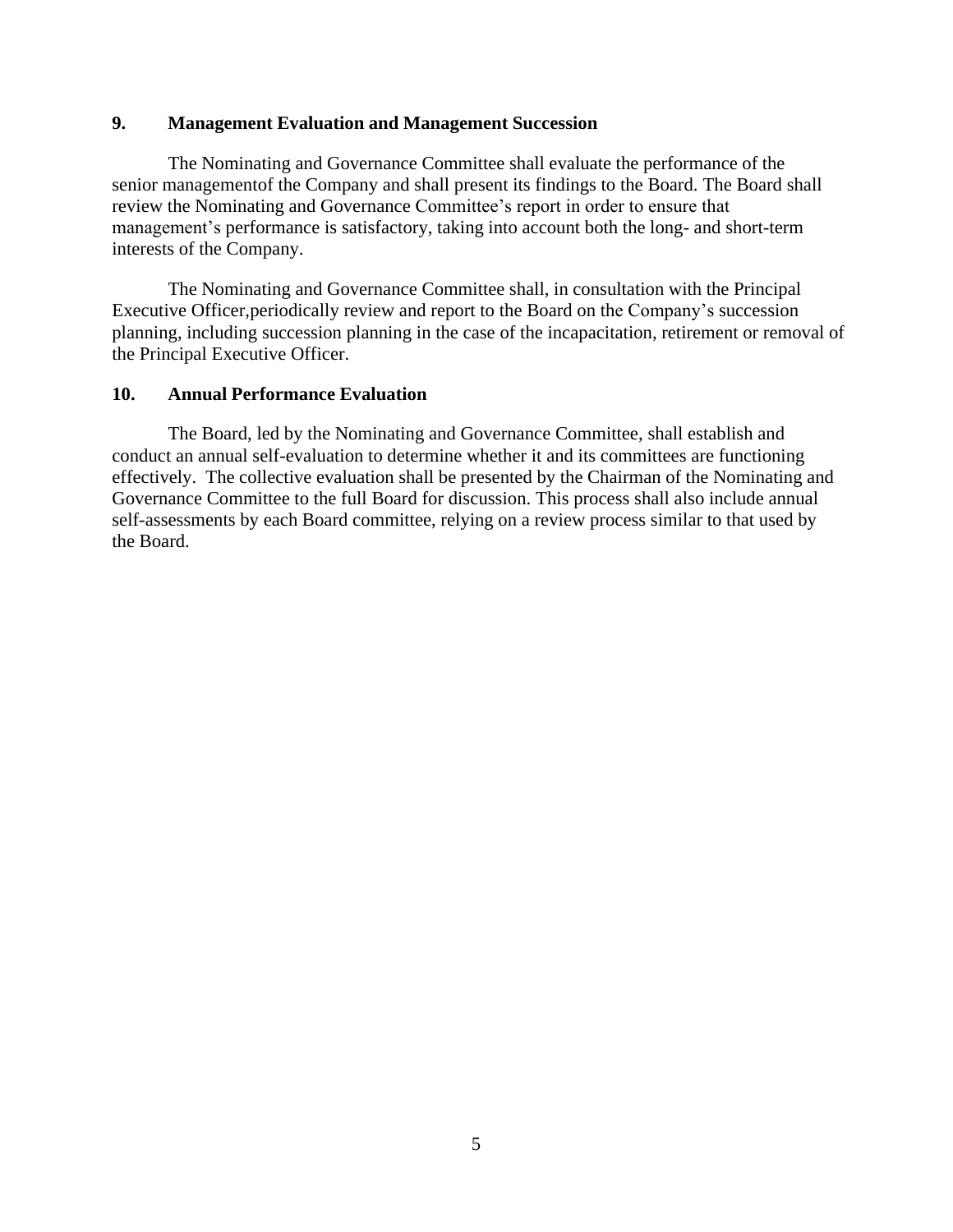### 9. Management Evaluation and Management Succession

The Nominating and Governance Committee shall evaluate the performance of the senior managementof the Company and shall present its findings to the Board. The Board shall review the Nominating and Governance Committee's report in order to ensure that management's performance is satisfactory, taking into account both the long- and short-term interests of the Company.

The Nominating and Governance Committee shall, in consultation with the Principal Executive Officer,periodically review and report to the Board on the Company's succession planning, including succession planning in the case of the incapacitation, retirement or removal of the Principal Executive Officer.

### 10. Annual Performance Evaluation

The Board, led by the Nominating and Governance Committee, shall establish and conduct an annual self-evaluation to determine whether it and its committees are functioning effectively. The collective evaluation shall be presented by the Chairman of the Nominating and Governance Committee to the full Board for discussion. This process shall also include annual self-assessments by each Board committee, relying on a review process similar to that used by the Board.